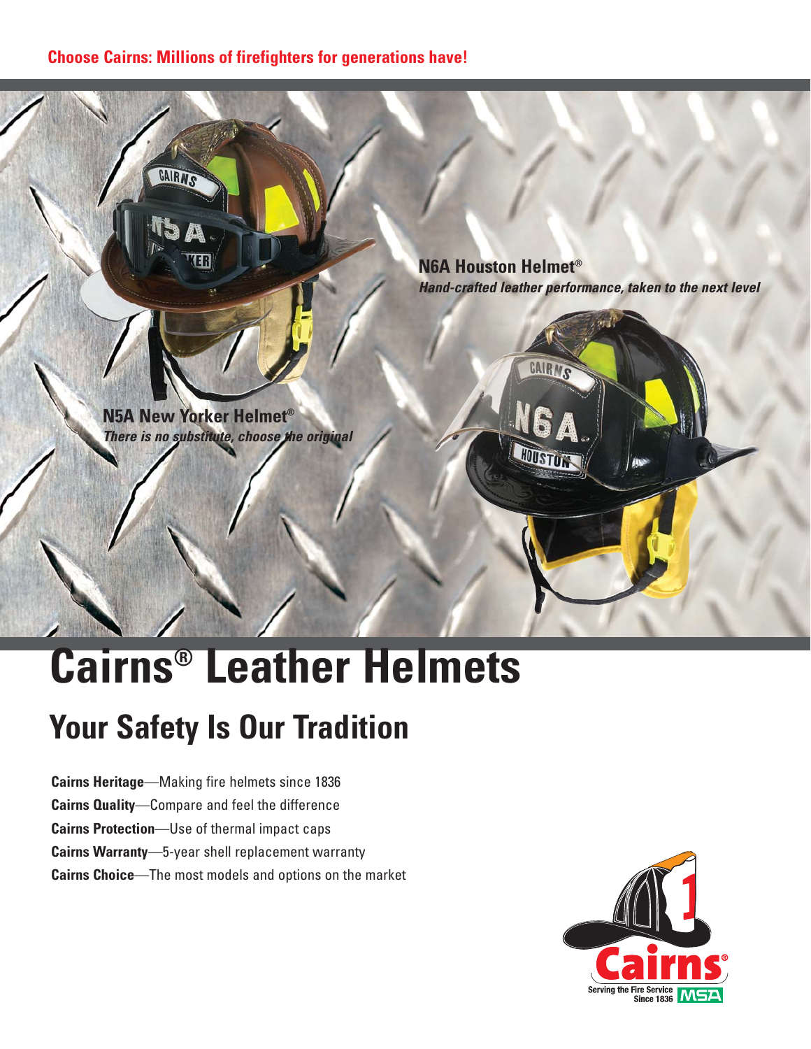**Choose Cairns: Millions of firefighters for generations have!**

**N6A Houston Helmet®**
***Hand-crafted leather performance, taken to the next level***

**N5A New Yorker Helmet®**
***There is no substitute, choose the original***

# Cairns® Leather Helmets

## Your Safety Is Our Tradition

**Cairns Heritage**—Making fire helmets since 1836
**Cairns Quality**—Compare and feel the difference
**Cairns Protection**—Use of thermal impact caps
**Cairns Warranty**—5-year shell replacement warranty
**Cairns Choice**—The most models and options on the market

Cairns®
Serving the Fire Service Since 1836
MSA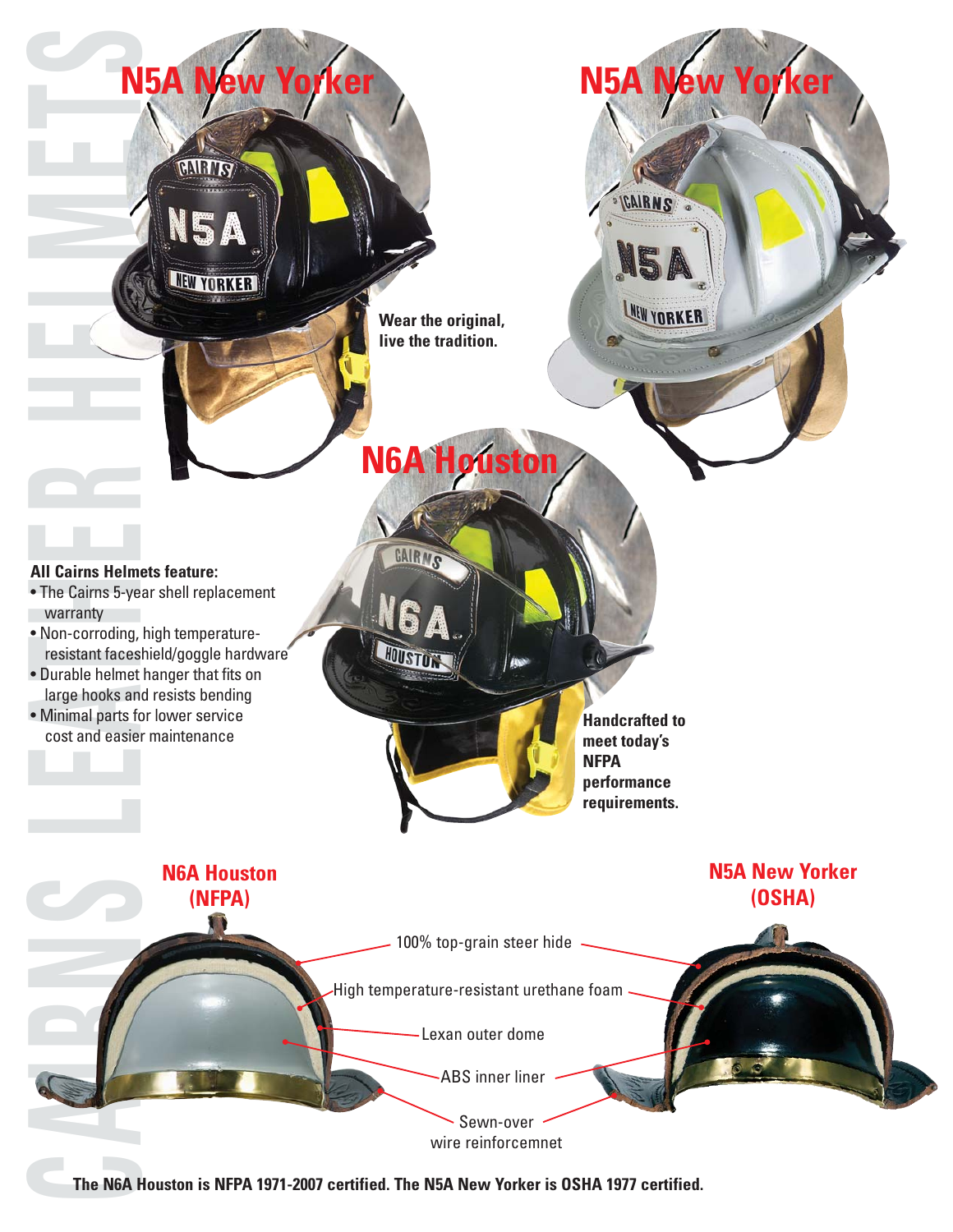# CAIRNS LEATHER HELMETS

## N5A New Yorker

## N5A New Yorker

**Wear the original, live the tradition.**

## N6A Houston

**All Cairns Helmets feature:**

- The Cairns 5-year shell replacement warranty
- Non-corroding, high temperature-resistant faceshield/goggle hardware
- Durable helmet hanger that fits on large hooks and resists bending
- Minimal parts for lower service cost and easier maintenance

**Handcrafted to meet today's NFPA performance requirements.**

### N6A Houston (NFPA)

### N5A New Yorker (OSHA)

- 100% top-grain steer hide
- High temperature-resistant urethane foam
- Lexan outer dome
- ABS inner liner
- Sewn-over wire reinforcemnet

**The N6A Houston is NFPA 1971-2007 certified. The N5A New Yorker is OSHA 1977 certified.**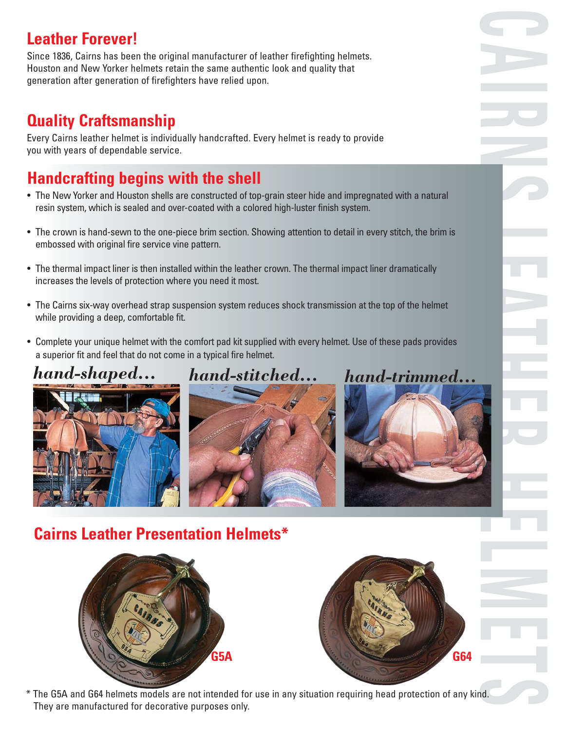## Leather Forever!

Since 1836, Cairns has been the original manufacturer of leather firefighting helmets. Houston and New Yorker helmets retain the same authentic look and quality that generation after generation of firefighters have relied upon.

## Quality Craftsmanship

Every Cairns leather helmet is individually handcrafted. Every helmet is ready to provide you with years of dependable service.

## Handcrafting begins with the shell

- The New Yorker and Houston shells are constructed of top-grain steer hide and impregnated with a natural resin system, which is sealed and over-coated with a colored high-luster finish system.
- The crown is hand-sewn to the one-piece brim section. Showing attention to detail in every stitch, the brim is embossed with original fire service vine pattern.
- The thermal impact liner is then installed within the leather crown. The thermal impact liner dramatically increases the levels of protection where you need it most.
- The Cairns six-way overhead strap suspension system reduces shock transmission at the top of the helmet while providing a deep, comfortable fit.
- Complete your unique helmet with the comfort pad kit supplied with every helmet. Use of these pads provides a superior fit and feel that do not come in a typical fire helmet.

*hand-shaped...* *hand-stitched...* *hand-trimmed...*

## Cairns Leather Presentation Helmets*

G5A

G64

\* The G5A and G64 helmets models are not intended for use in any situation requiring head protection of any kind. They are manufactured for decorative purposes only.

CAIRNS LEATHER HELMETS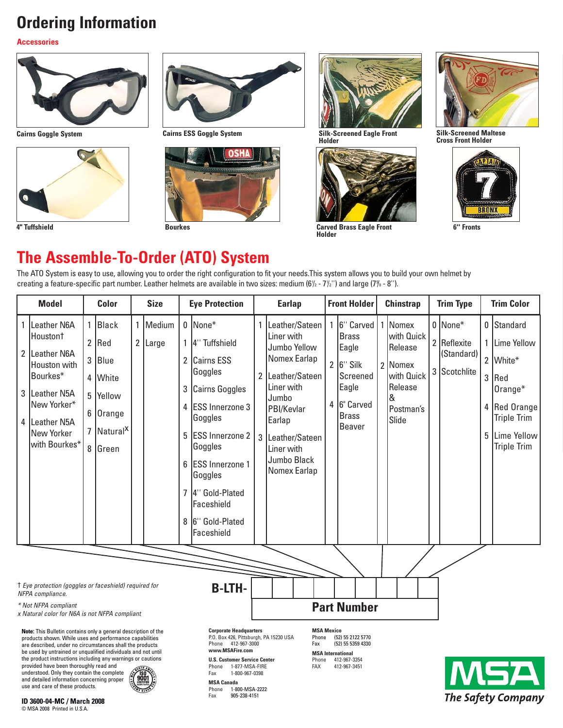# Ordering Information

## Accessories

Cairns Goggle System

Cairns ESS Goggle System

Silk-Screened Eagle Front Holder

Silk-Screened Maltese Cross Front Holder

4" Tuffshield

Bourkes

Carved Brass Eagle Front Holder

6" Fronts

# The Assemble-To-Order (ATO) System

The ATO System is easy to use, allowing you to order the right configuration to fit your needs.This system allows you to build your own helmet by creating a feature-specific part number. Leather helmets are available in two sizes: medium (6½ - 7½'') and large (7⅝ - 8'').

| Model | Color | Size | Eye Protection | Earlap | Front Holder | Chinstrap | Trim Type | Trim Color |
|---|---|---|---|---|---|---|---|---|
| 1 Leather N6A Houston† | 1 Black | 1 Medium | 0 None* | 1 Leather/Sateen Liner with Jumbo Yellow Nomex Earlap | 1 6'' Carved Brass Eagle | 1 Nomex with Quick Release | 0 None* | 0 Standard |
| 2 Leather N6A Houston with Bourkes* | 2 Red | 2 Large | 1 4'' Tuffshield | 2 Leather/Sateen Liner with Jumbo PBI/Kevlar Earlap | 2 6'' Silk Screened Eagle | 2 Nomex with Quick Release & Postman's Slide | 2 Reflexite (Standard) | 1 Lime Yellow |
| 3 Leather N5A New Yorker* | 3 Blue | | 2 Cairns ESS Goggles | 3 Leather/Sateen Liner with Jumbo Black Nomex Earlap | 4 6'' Carved Brass Beaver | | 3 Scotchlite | 2 White* |
| 4 Leather N5A New Yorker with Bourkes* | 4 White | | 3 Cairns Goggles | | | | | 3 Red Orange* |
| | 5 Yellow | | 4 ESS Innerzone 3 Goggles | | | | | 4 Red Orange Triple Trim |
| | 6 Orange | | 5 ESS Innerzone 2 Goggles | | | | | 5 Lime Yellow Triple Trim |
| | 7 Natural[x] | | 6 ESS Innerzone 1 Goggles | | | | | |
| | 8 Green | | 7 4'' Gold-Plated Faceshield | | | | | |
| | | | 8 6'' Gold-Plated Faceshield | | | | | |

**B-LTH-** _ _ _ _ _ _ _ _ _

**Part Number**

† *Eye protection (goggles or faceshield) required for NFPA compliance.*

*\* Not NFPA compliant*

*x Natural color for N6A is not NFPA compliant*

**Note:** This Bulletin contains only a general description of the products shown. While uses and performance capabilities are described, under no circumstances shall the products be used by untrained or unqualified individuals and not until the product instructions including any warnings or cautions provided have been thoroughly read and understood. Only they contain the complete and detailed information concerning proper use and care of these products.

**Corporate Headquarters**
P.O. Box 426, Pittsburgh, PA 15230 USA
Phone 412-967-3000
**www.MSAFire.com**

**U.S. Customer Service Center**
Phone 1-877-MSA-FIRE
Fax 1-800-967-0398

**MSA Canada**
Phone 1-800-MSA-2222
Fax 905-238-4151

**MSA Mexico**
Phone (52) 55 2122 5770
Fax (52) 55 5359 4330

**MSA International**
Phone 412-967-3354
FAX 412-967-3451

MSA *The Safety Company*

**ID 3600-04-MC / March 2008**
© MSA 2008 Printed in U.S.A.